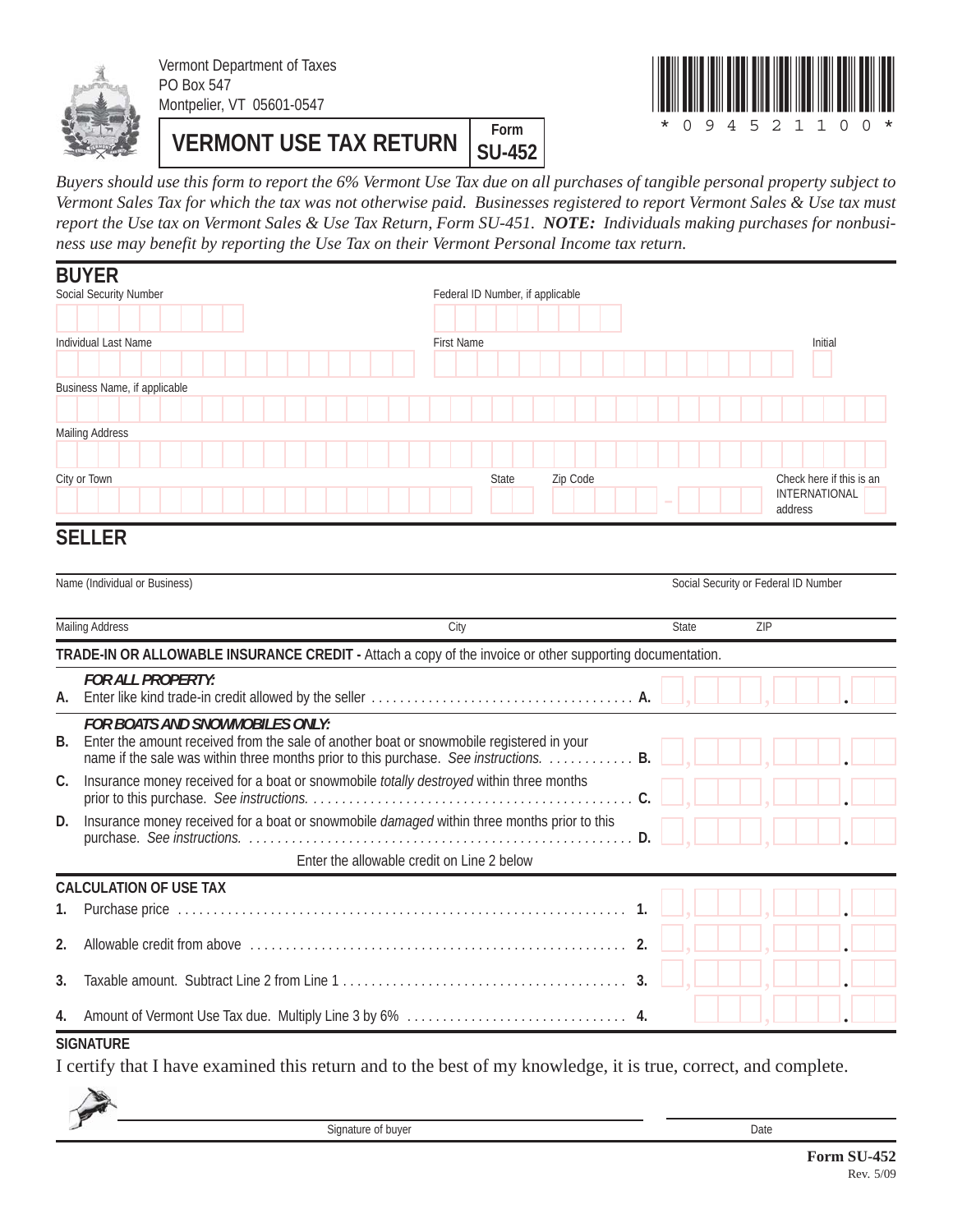Vermont Department of Taxes
PO Box 547
Montpelier, VT 05601-0547

# VERMONT USE TAX RETURN

**Form SU-452**

\* 0 9 4 5 2 1 1 0 0 \*

*Buyers should use this form to report the 6% Vermont Use Tax due on all purchases of tangible personal property subject to Vermont Sales Tax for which the tax was not otherwise paid. Businesses registered to report Vermont Sales & Use tax must report the Use tax on Vermont Sales & Use Tax Return, Form SU-451.* ***NOTE:*** *Individuals making purchases for nonbusiness use may benefit by reporting the Use Tax on their Vermont Personal Income tax return.*

## BUYER

Social Security Number

Federal ID Number, if applicable

Individual Last Name

First Name

Initial

Business Name, if applicable

Mailing Address

City or Town

State

Zip Code

Check here if this is an INTERNATIONAL address

## SELLER

Name (Individual or Business)

Social Security or Federal ID Number

Mailing Address

City

State

ZIP

**TRADE-IN OR ALLOWABLE INSURANCE CREDIT -** Attach a copy of the invoice or other supporting documentation.

***FOR ALL PROPERTY:***

**A.** Enter like kind trade-in credit allowed by the seller .......... **A.**

***FOR BOATS AND SNOWMOBILES ONLY:***

**B.** Enter the amount received from the sale of another boat or snowmobile registered in your name if the sale was within three months prior to this purchase. *See instructions.* .......... **B.**

**C.** Insurance money received for a boat or snowmobile *totally destroyed* within three months prior to this purchase. *See instructions.* .......... **C.**

**D.** Insurance money received for a boat or snowmobile *damaged* within three months prior to this purchase. *See instructions.* .......... **D.**

Enter the allowable credit on Line 2 below

**CALCULATION OF USE TAX**

**1.** Purchase price .......... **1.**

**2.** Allowable credit from above .......... **2.**

**3.** Taxable amount. Subtract Line 2 from Line 1 .......... **3.**

**4.** Amount of Vermont Use Tax due. Multiply Line 3 by 6% .......... **4.**

**SIGNATURE**

I certify that I have examined this return and to the best of my knowledge, it is true, correct, and complete.

Signature of buyer

Date

**Form SU-452**
Rev. 5/09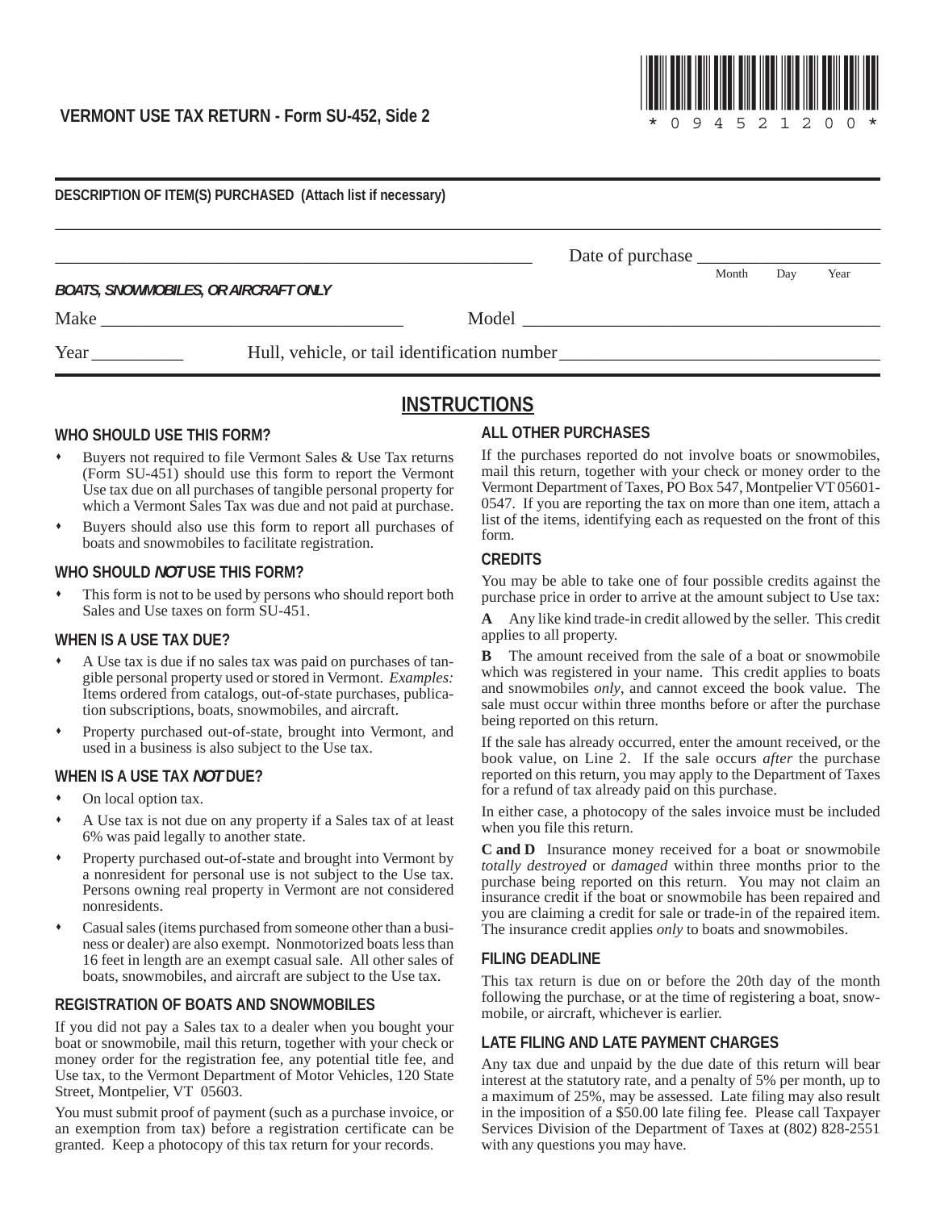**VERMONT USE TAX RETURN - Form SU-452, Side 2**

\* 0 9 4 5 2 1 2 0 0 \*

**DESCRIPTION OF ITEM(S) PURCHASED (Attach list if necessary)**

______________________________________________________________________

______________________________________________________ Date of purchase ____________________
Month Day Year

***BOATS, SNOWMOBILES, OR AIRCRAFT ONLY***

Make ________________________________ Model ______________________________________

Year __________ Hull, vehicle, or tail identification number __________________________________

## INSTRUCTIONS

### WHO SHOULD USE THIS FORM?

- Buyers not required to file Vermont Sales & Use Tax returns (Form SU-451) should use this form to report the Vermont Use tax due on all purchases of tangible personal property for which a Vermont Sales Tax was due and not paid at purchase.
- Buyers should also use this form to report all purchases of boats and snowmobiles to facilitate registration.

### WHO SHOULD *NOT* USE THIS FORM?

- This form is not to be used by persons who should report both Sales and Use taxes on form SU-451.

### WHEN IS A USE TAX DUE?

- A Use tax is due if no sales tax was paid on purchases of tangible personal property used or stored in Vermont. *Examples:* Items ordered from catalogs, out-of-state purchases, publication subscriptions, boats, snowmobiles, and aircraft.
- Property purchased out-of-state, brought into Vermont, and used in a business is also subject to the Use tax.

### WHEN IS A USE TAX *NOT* DUE?

- On local option tax.
- A Use tax is not due on any property if a Sales tax of at least 6% was paid legally to another state.
- Property purchased out-of-state and brought into Vermont by a nonresident for personal use is not subject to the Use tax. Persons owning real property in Vermont are not considered nonresidents.
- Casual sales (items purchased from someone other than a business or dealer) are also exempt. Nonmotorized boats less than 16 feet in length are an exempt casual sale. All other sales of boats, snowmobiles, and aircraft are subject to the Use tax.

### REGISTRATION OF BOATS AND SNOWMOBILES

If you did not pay a Sales tax to a dealer when you bought your boat or snowmobile, mail this return, together with your check or money order for the registration fee, any potential title fee, and Use tax, to the Vermont Department of Motor Vehicles, 120 State Street, Montpelier, VT 05603.

You must submit proof of payment (such as a purchase invoice, or an exemption from tax) before a registration certificate can be granted. Keep a photocopy of this tax return for your records.

### ALL OTHER PURCHASES

If the purchases reported do not involve boats or snowmobiles, mail this return, together with your check or money order to the Vermont Department of Taxes, PO Box 547, Montpelier VT 05601-0547. If you are reporting the tax on more than one item, attach a list of the items, identifying each as requested on the front of this form.

### CREDITS

You may be able to take one of four possible credits against the purchase price in order to arrive at the amount subject to Use tax:

**A** Any like kind trade-in credit allowed by the seller. This credit applies to all property.

**B** The amount received from the sale of a boat or snowmobile which was registered in your name. This credit applies to boats and snowmobiles *only*, and cannot exceed the book value. The sale must occur within three months before or after the purchase being reported on this return.

If the sale has already occurred, enter the amount received, or the book value, on Line 2. If the sale occurs *after* the purchase reported on this return, you may apply to the Department of Taxes for a refund of tax already paid on this purchase.

In either case, a photocopy of the sales invoice must be included when you file this return.

**C and D** Insurance money received for a boat or snowmobile *totally destroyed* or *damaged* within three months prior to the purchase being reported on this return. You may not claim an insurance credit if the boat or snowmobile has been repaired and you are claiming a credit for sale or trade-in of the repaired item. The insurance credit applies *only* to boats and snowmobiles.

### FILING DEADLINE

This tax return is due on or before the 20th day of the month following the purchase, or at the time of registering a boat, snowmobile, or aircraft, whichever is earlier.

### LATE FILING AND LATE PAYMENT CHARGES

Any tax due and unpaid by the due date of this return will bear interest at the statutory rate, and a penalty of 5% per month, up to a maximum of 25%, may be assessed. Late filing may also result in the imposition of a $50.00 late filing fee. Please call Taxpayer Services Division of the Department of Taxes at (802) 828-2551 with any questions you may have.